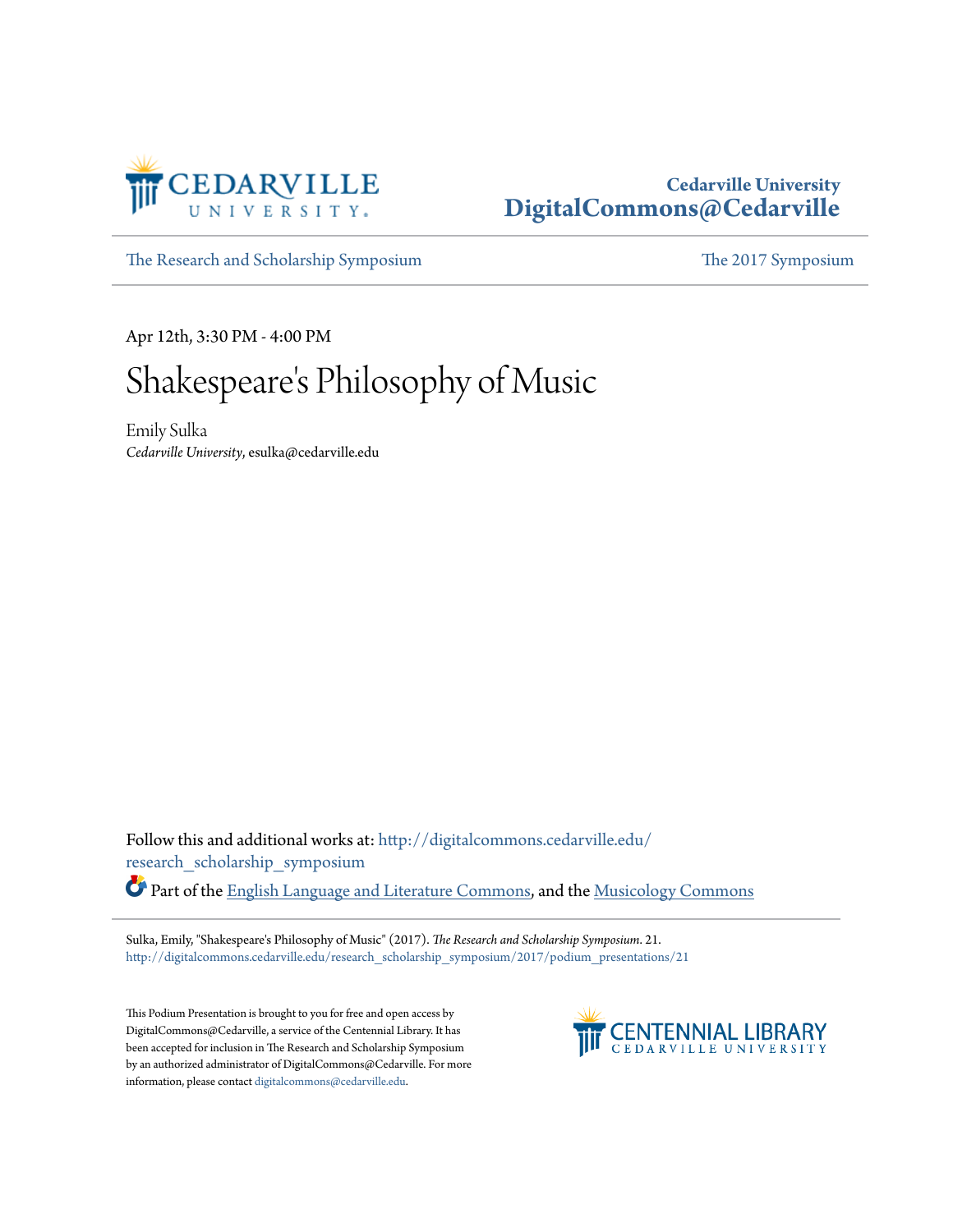Cedarville University
DigitalCommons@Cedarville

The Research and Scholarship Symposium | The 2017 Symposium

Apr 12th, 3:30 PM - 4:00 PM

# Shakespeare's Philosophy of Music

Emily Sulka
*Cedarville University*, esulka@cedarville.edu

Follow this and additional works at: http://digitalcommons.cedarville.edu/research_scholarship_symposium

Part of the English Language and Literature Commons, and the Musicology Commons

Sulka, Emily, "Shakespeare's Philosophy of Music" (2017). *The Research and Scholarship Symposium*. 21.
http://digitalcommons.cedarville.edu/research_scholarship_symposium/2017/podium_presentations/21

This Podium Presentation is brought to you for free and open access by DigitalCommons@Cedarville, a service of the Centennial Library. It has been accepted for inclusion in The Research and Scholarship Symposium by an authorized administrator of DigitalCommons@Cedarville. For more information, please contact digitalcommons@cedarville.edu.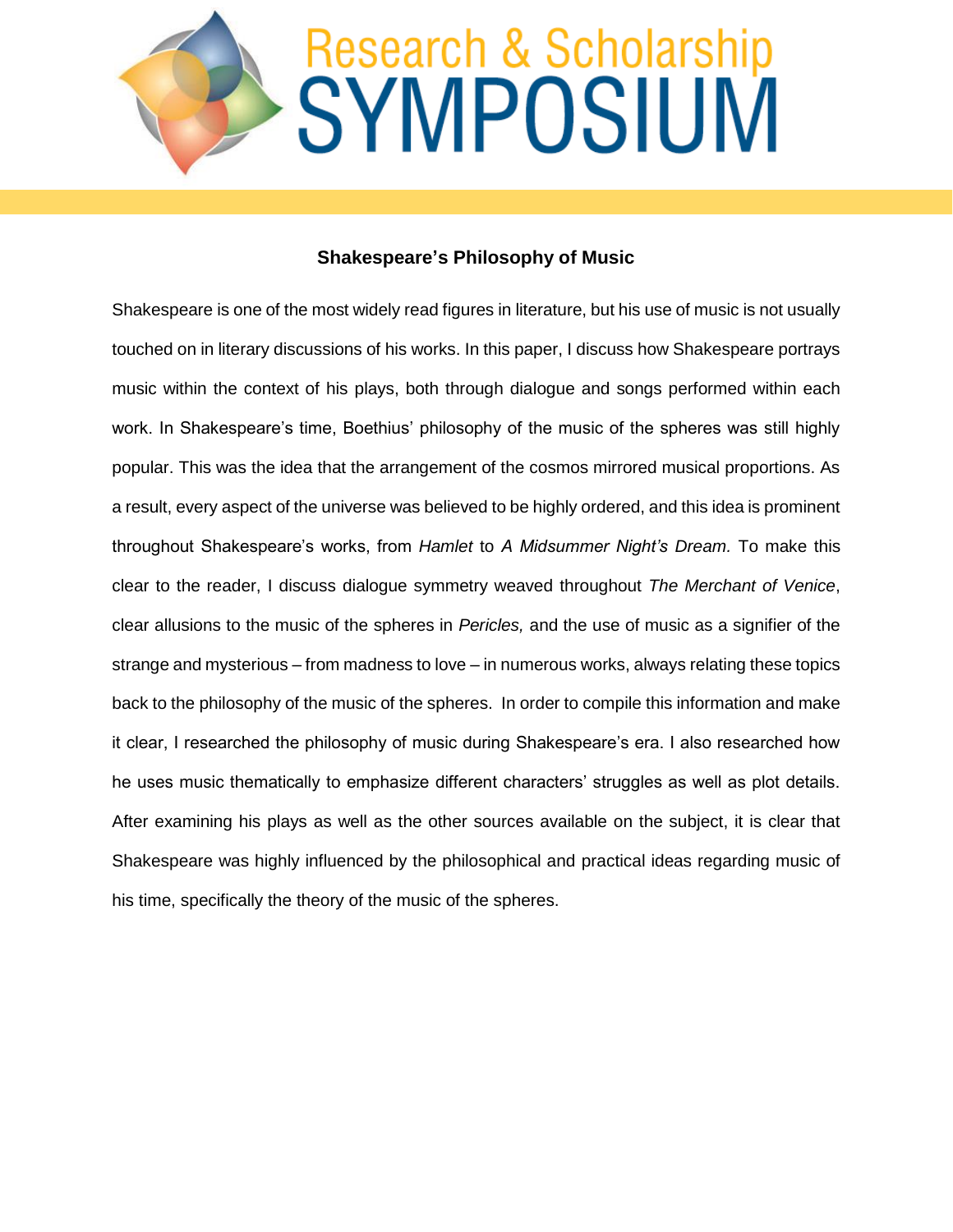# Research & Scholarship SYMPOSIUM

## Shakespeare's Philosophy of Music

Shakespeare is one of the most widely read figures in literature, but his use of music is not usually touched on in literary discussions of his works. In this paper, I discuss how Shakespeare portrays music within the context of his plays, both through dialogue and songs performed within each work. In Shakespeare's time, Boethius' philosophy of the music of the spheres was still highly popular. This was the idea that the arrangement of the cosmos mirrored musical proportions. As a result, every aspect of the universe was believed to be highly ordered, and this idea is prominent throughout Shakespeare's works, from *Hamlet* to *A Midsummer Night's Dream.* To make this clear to the reader, I discuss dialogue symmetry weaved throughout *The Merchant of Venice*, clear allusions to the music of the spheres in *Pericles,* and the use of music as a signifier of the strange and mysterious – from madness to love – in numerous works, always relating these topics back to the philosophy of the music of the spheres. In order to compile this information and make it clear, I researched the philosophy of music during Shakespeare's era. I also researched how he uses music thematically to emphasize different characters' struggles as well as plot details. After examining his plays as well as the other sources available on the subject, it is clear that Shakespeare was highly influenced by the philosophical and practical ideas regarding music of his time, specifically the theory of the music of the spheres.